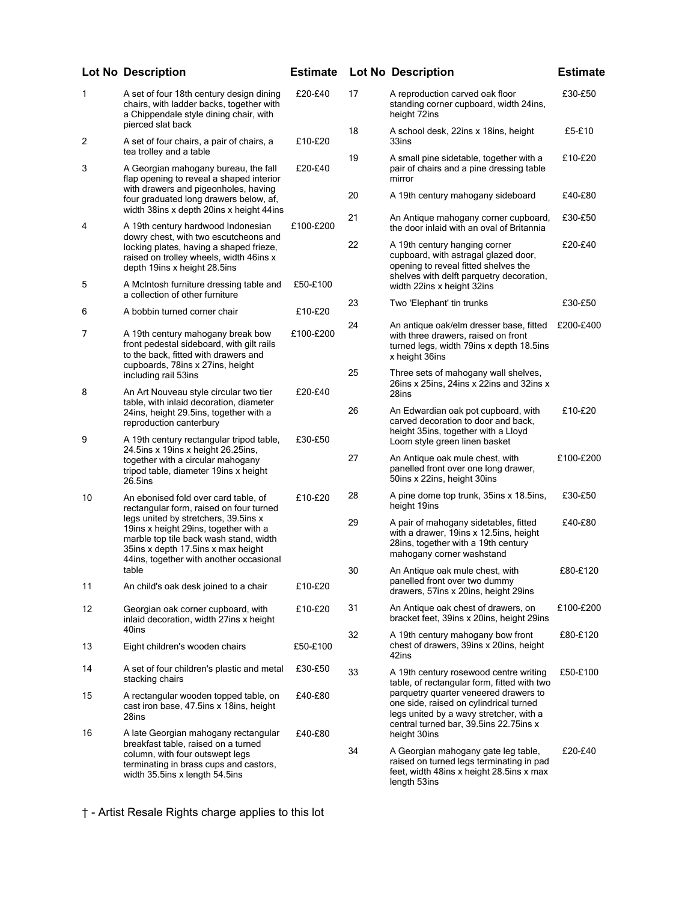| Lot No | Description | Estimate |
|---|---|---|
| 1 | A set of four 18th century design dining chairs, with ladder backs, together with a Chippendale style dining chair, with pierced slat back | £20-£40 |
| 2 | A set of four chairs, a pair of chairs, a tea trolley and a table | £10-£20 |
| 3 | A Georgian mahogany bureau, the fall flap opening to reveal a shaped interior with drawers and pigeonholes, having four graduated long drawers below, af, width 38ins x depth 20ins x height 44ins | £20-£40 |
| 4 | A 19th century hardwood Indonesian dowry chest, with two escutcheons and locking plates, having a shaped frieze, raised on trolley wheels, width 46ins x depth 19ins x height 28.5ins | £100-£200 |
| 5 | A McIntosh furniture dressing table and a collection of other furniture | £50-£100 |
| 6 | A bobbin turned corner chair | £10-£20 |
| 7 | A 19th century mahogany break bow front pedestal sideboard, with gilt rails to the back, fitted with drawers and cupboards, 78ins x 27ins, height including rail 53ins | £100-£200 |
| 8 | An Art Nouveau style circular two tier table, with inlaid decoration, diameter 24ins, height 29.5ins, together with a reproduction canterbury | £20-£40 |
| 9 | A 19th century rectangular tripod table, 24.5ins x 19ins x height 26.25ins, together with a circular mahogany tripod table, diameter 19ins x height 26.5ins | £30-£50 |
| 10 | An ebonised fold over card table, of rectangular form, raised on four turned legs united by stretchers, 39.5ins x 19ins x height 29ins, together with a marble top tile back wash stand, width 35ins x depth 17.5ins x max height 44ins, together with another occasional table | £10-£20 |
| 11 | An child's oak desk joined to a chair | £10-£20 |
| 12 | Georgian oak corner cupboard, with inlaid decoration, width 27ins x height 40ins | £10-£20 |
| 13 | Eight children's wooden chairs | £50-£100 |
| 14 | A set of four children's plastic and metal stacking chairs | £30-£50 |
| 15 | A rectangular wooden topped table, on cast iron base, 47.5ins x 18ins, height 28ins | £40-£80 |
| 16 | A late Georgian mahogany rectangular breakfast table, raised on a turned column, with four outswept legs terminating in brass cups and castors, width 35.5ins x length 54.5ins | £40-£80 |
| 17 | A reproduction carved oak floor standing corner cupboard, width 24ins, height 72ins | £30-£50 |
| 18 | A school desk, 22ins x 18ins, height 33ins | £5-£10 |
| 19 | A small pine sidetable, together with a pair of chairs and a pine dressing table mirror | £10-£20 |
| 20 | A 19th century mahogany sideboard | £40-£80 |
| 21 | An Antique mahogany corner cupboard, the door inlaid with an oval of Britannia | £30-£50 |
| 22 | A 19th century hanging corner cupboard, with astragal glazed door, opening to reveal fitted shelves the shelves with delft parquetry decoration, width 22ins x height 32ins | £20-£40 |
| 23 | Two 'Elephant' tin trunks | £30-£50 |
| 24 | An antique oak/elm dresser base, fitted with three drawers, raised on front turned legs, width 79ins x depth 18.5ins x height 36ins | £200-£400 |
| 25 | Three sets of mahogany wall shelves, 26ins x 25ins, 24ins x 22ins and 32ins x 28ins | |
| 26 | An Edwardian oak pot cupboard, with carved decoration to door and back, height 35ins, together with a Lloyd Loom style green linen basket | £10-£20 |
| 27 | An Antique oak mule chest, with panelled front over one long drawer, 50ins x 22ins, height 30ins | £100-£200 |
| 28 | A pine dome top trunk, 35ins x 18.5ins, height 19ins | £30-£50 |
| 29 | A pair of mahogany sidetables, fitted with a drawer, 19ins x 12.5ins, height 28ins, together with a 19th century mahogany corner washstand | £40-£80 |
| 30 | An Antique oak mule chest, with panelled front over two dummy drawers, 57ins x 20ins, height 29ins | £80-£120 |
| 31 | An Antique oak chest of drawers, on bracket feet, 39ins x 20ins, height 29ins | £100-£200 |
| 32 | A 19th century mahogany bow front chest of drawers, 39ins x 20ins, height 42ins | £80-£120 |
| 33 | A 19th century rosewood centre writing table, of rectangular form, fitted with two parquetry quarter veneered drawers to one side, raised on cylindrical turned legs united by a wavy stretcher, with a central turned bar, 39.5ins 22.75ins x height 30ins | £50-£100 |
| 34 | A Georgian mahogany gate leg table, raised on turned legs terminating in pad feet, width 48ins x height 28.5ins x max length 53ins | £20-£40 |

† - Artist Resale Rights charge applies to this lot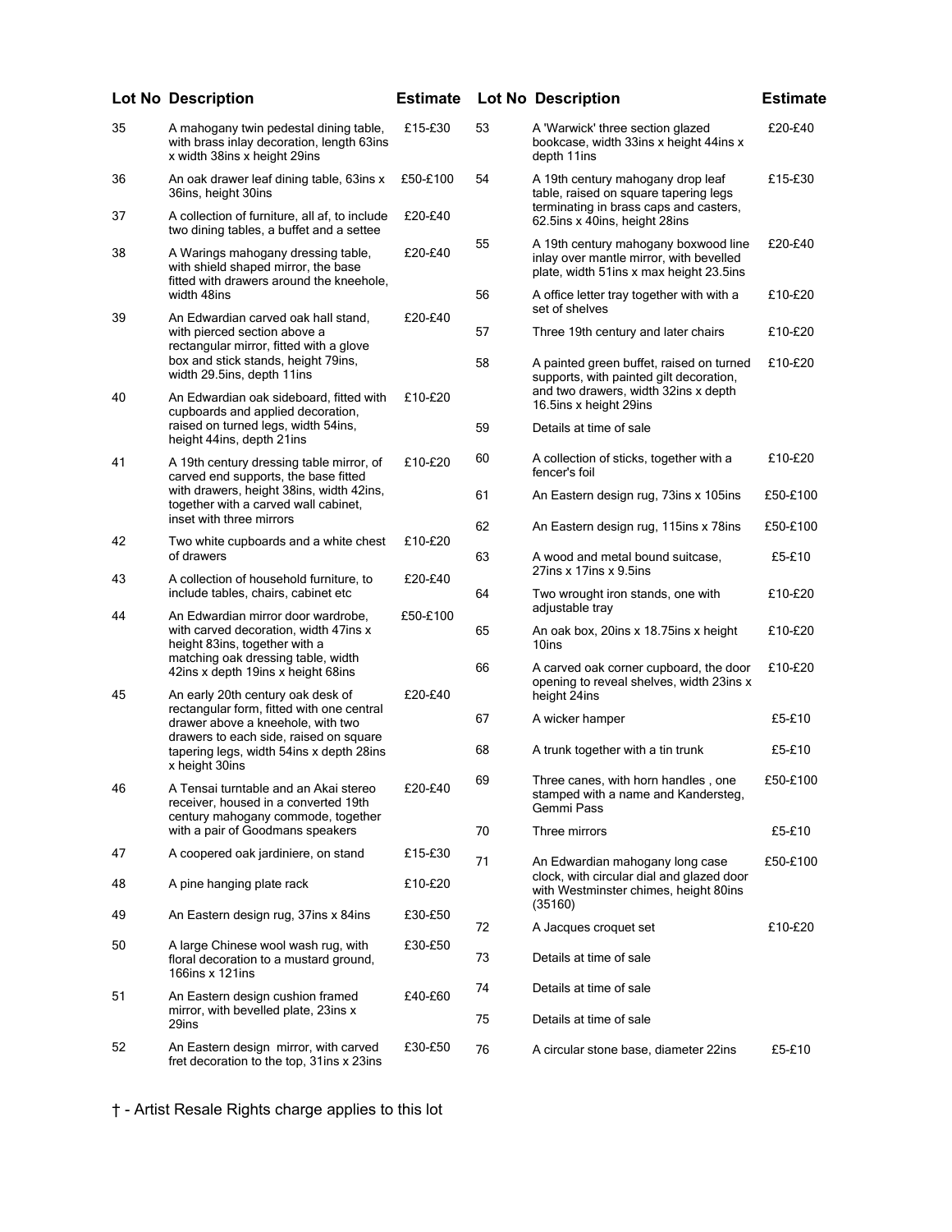| Lot No | Description | Estimate |
| --- | --- | --- |
| 35 | A mahogany twin pedestal dining table, with brass inlay decoration, length 63ins x width 38ins x height 29ins | £15-£30 |
| 36 | An oak drawer leaf dining table, 63ins x 36ins, height 30ins | £50-£100 |
| 37 | A collection of furniture, all af, to include two dining tables, a buffet and a settee | £20-£40 |
| 38 | A Warings mahogany dressing table, with shield shaped mirror, the base fitted with drawers around the kneehole, width 48ins | £20-£40 |
| 39 | An Edwardian carved oak hall stand, with pierced section above a rectangular mirror, fitted with a glove box and stick stands, height 79ins, width 29.5ins, depth 11ins | £20-£40 |
| 40 | An Edwardian oak sideboard, fitted with cupboards and applied decoration, raised on turned legs, width 54ins, height 44ins, depth 21ins | £10-£20 |
| 41 | A 19th century dressing table mirror, of carved end supports, the base fitted with drawers, height 38ins, width 42ins, together with a carved wall cabinet, inset with three mirrors | £10-£20 |
| 42 | Two white cupboards and a white chest of drawers | £10-£20 |
| 43 | A collection of household furniture, to include tables, chairs, cabinet etc | £20-£40 |
| 44 | An Edwardian mirror door wardrobe, with carved decoration, width 47ins x height 83ins, together with a matching oak dressing table, width 42ins x depth 19ins x height 68ins | £50-£100 |
| 45 | An early 20th century oak desk of rectangular form, fitted with one central drawer above a kneehole, with two drawers to each side, raised on square tapering legs, width 54ins x depth 28ins x height 30ins | £20-£40 |
| 46 | A Tensai turntable and an Akai stereo receiver, housed in a converted 19th century mahogany commode, together with a pair of Goodmans speakers | £20-£40 |
| 47 | A coopered oak jardiniere, on stand | £15-£30 |
| 48 | A pine hanging plate rack | £10-£20 |
| 49 | An Eastern design rug, 37ins x 84ins | £30-£50 |
| 50 | A large Chinese wool wash rug, with floral decoration to a mustard ground, 166ins x 121ins | £30-£50 |
| 51 | An Eastern design cushion framed mirror, with bevelled plate, 23ins x 29ins | £40-£60 |
| 52 | An Eastern design mirror, with carved fret decoration to the top, 31ins x 23ins | £30-£50 |
| 53 | A 'Warwick' three section glazed bookcase, width 33ins x height 44ins x depth 11ins | £20-£40 |
| 54 | A 19th century mahogany drop leaf table, raised on square tapering legs terminating in brass caps and casters, 62.5ins x 40ins, height 28ins | £15-£30 |
| 55 | A 19th century mahogany boxwood line inlay over mantle mirror, with bevelled plate, width 51ins x max height 23.5ins | £20-£40 |
| 56 | A office letter tray together with with a set of shelves | £10-£20 |
| 57 | Three 19th century and later chairs | £10-£20 |
| 58 | A painted green buffet, raised on turned supports, with painted gilt decoration, and two drawers, width 32ins x depth 16.5ins x height 29ins | £10-£20 |
| 59 | Details at time of sale | |
| 60 | A collection of sticks, together with a fencer's foil | £10-£20 |
| 61 | An Eastern design rug, 73ins x 105ins | £50-£100 |
| 62 | An Eastern design rug, 115ins x 78ins | £50-£100 |
| 63 | A wood and metal bound suitcase, 27ins x 17ins x 9.5ins | £5-£10 |
| 64 | Two wrought iron stands, one with adjustable tray | £10-£20 |
| 65 | An oak box, 20ins x 18.75ins x height 10ins | £10-£20 |
| 66 | A carved oak corner cupboard, the door opening to reveal shelves, width 23ins x height 24ins | £10-£20 |
| 67 | A wicker hamper | £5-£10 |
| 68 | A trunk together with a tin trunk | £5-£10 |
| 69 | Three canes, with horn handles , one stamped with a name and Kandersteg, Gemmi Pass | £50-£100 |
| 70 | Three mirrors | £5-£10 |
| 71 | An Edwardian mahogany long case clock, with circular dial and glazed door with Westminster chimes, height 80ins (35160) | £50-£100 |
| 72 | A Jacques croquet set | £10-£20 |
| 73 | Details at time of sale | |
| 74 | Details at time of sale | |
| 75 | Details at time of sale | |
| 76 | A circular stone base, diameter 22ins | £5-£10 |

† - Artist Resale Rights charge applies to this lot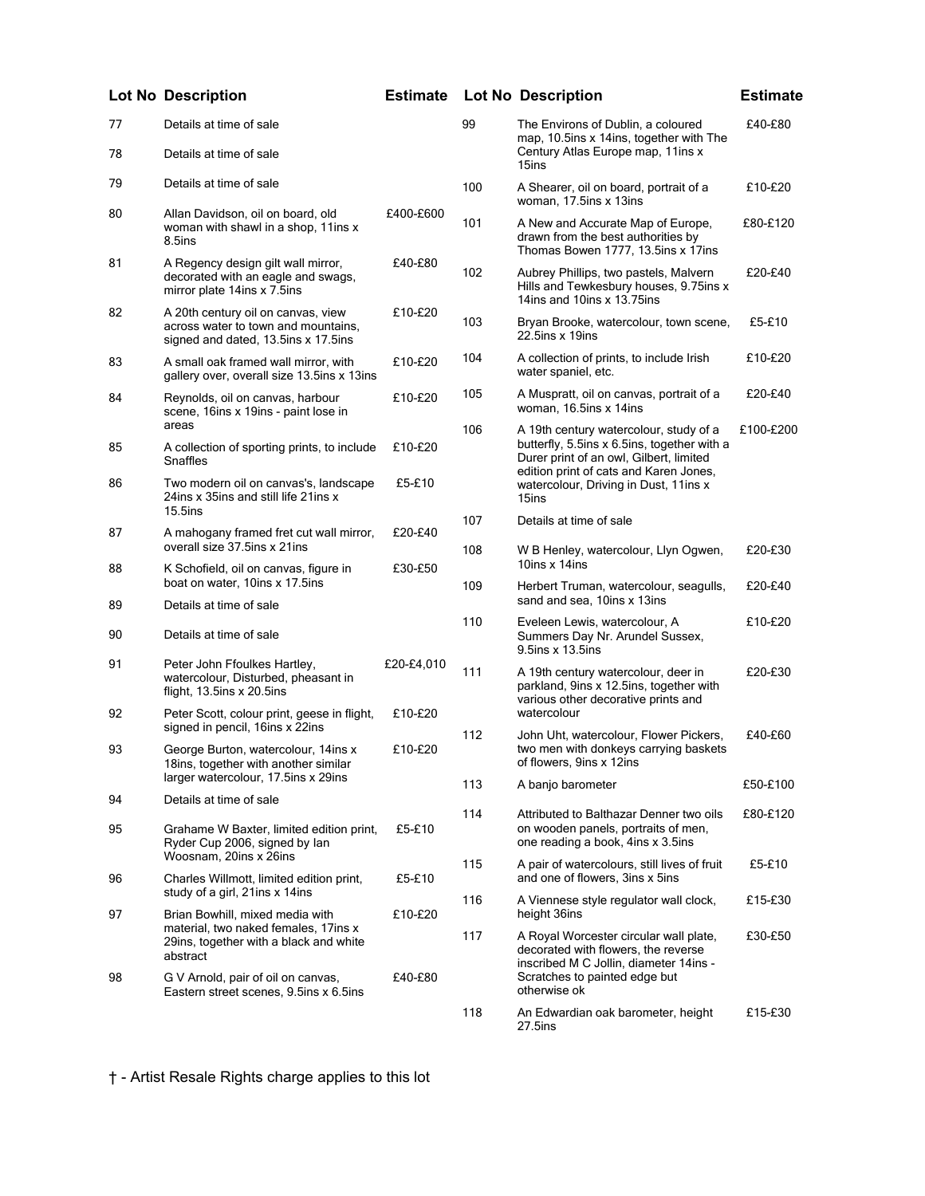| Lot No | Description | Estimate |
|---|---|---|
| 77 | Details at time of sale | |
| 78 | Details at time of sale | |
| 79 | Details at time of sale | |
| 80 | Allan Davidson, oil on board, old woman with shawl in a shop, 11ins x 8.5ins | £400-£600 |
| 81 | A Regency design gilt wall mirror, decorated with an eagle and swags, mirror plate 14ins x 7.5ins | £40-£80 |
| 82 | A 20th century oil on canvas, view across water to town and mountains, signed and dated, 13.5ins x 17.5ins | £10-£20 |
| 83 | A small oak framed wall mirror, with gallery over, overall size 13.5ins x 13ins | £10-£20 |
| 84 | Reynolds, oil on canvas, harbour scene, 16ins x 19ins - paint lose in areas | £10-£20 |
| 85 | A collection of sporting prints, to include Snaffles | £10-£20 |
| 86 | Two modern oil on canvas's, landscape 24ins x 35ins and still life 21ins x 15.5ins | £5-£10 |
| 87 | A mahogany framed fret cut wall mirror, overall size 37.5ins x 21ins | £20-£40 |
| 88 | K Schofield, oil on canvas, figure in boat on water, 10ins x 17.5ins | £30-£50 |
| 89 | Details at time of sale | |
| 90 | Details at time of sale | |
| 91 | Peter John Ffoulkes Hartley, watercolour, Disturbed, pheasant in flight, 13.5ins x 20.5ins | £20-£4,010 |
| 92 | Peter Scott, colour print, geese in flight, signed in pencil, 16ins x 22ins | £10-£20 |
| 93 | George Burton, watercolour, 14ins x 18ins, together with another similar larger watercolour, 17.5ins x 29ins | £10-£20 |
| 94 | Details at time of sale | |
| 95 | Grahame W Baxter, limited edition print, Ryder Cup 2006, signed by Ian Woosnam, 20ins x 26ins | £5-£10 |
| 96 | Charles Willmott, limited edition print, study of a girl, 21ins x 14ins | £5-£10 |
| 97 | Brian Bowhill, mixed media with material, two naked females, 17ins x 29ins, together with a black and white abstract | £10-£20 |
| 98 | G V Arnold, pair of oil on canvas, Eastern street scenes, 9.5ins x 6.5ins | £40-£80 |
| 99 | The Environs of Dublin, a coloured map, 10.5ins x 14ins, together with The Century Atlas Europe map, 11ins x 15ins | £40-£80 |
| 100 | A Shearer, oil on board, portrait of a woman, 17.5ins x 13ins | £10-£20 |
| 101 | A New and Accurate Map of Europe, drawn from the best authorities by Thomas Bowen 1777, 13.5ins x 17ins | £80-£120 |
| 102 | Aubrey Phillips, two pastels, Malvern Hills and Tewkesbury houses, 9.75ins x 14ins and 10ins x 13.75ins | £20-£40 |
| 103 | Bryan Brooke, watercolour, town scene, 22.5ins x 19ins | £5-£10 |
| 104 | A collection of prints, to include Irish water spaniel, etc. | £10-£20 |
| 105 | A Muspratt, oil on canvas, portrait of a woman, 16.5ins x 14ins | £20-£40 |
| 106 | A 19th century watercolour, study of a butterfly, 5.5ins x 6.5ins, together with a Durer print of an owl, Gilbert, limited edition print of cats and Karen Jones, watercolour, Driving in Dust, 11ins x 15ins | £100-£200 |
| 107 | Details at time of sale | |
| 108 | W B Henley, watercolour, Llyn Ogwen, 10ins x 14ins | £20-£30 |
| 109 | Herbert Truman, watercolour, seagulls, sand and sea, 10ins x 13ins | £20-£40 |
| 110 | Eveleen Lewis, watercolour, A Summers Day Nr. Arundel Sussex, 9.5ins x 13.5ins | £10-£20 |
| 111 | A 19th century watercolour, deer in parkland, 9ins x 12.5ins, together with various other decorative prints and watercolour | £20-£30 |
| 112 | John Uht, watercolour, Flower Pickers, two men with donkeys carrying baskets of flowers, 9ins x 12ins | £40-£60 |
| 113 | A banjo barometer | £50-£100 |
| 114 | Attributed to Balthazar Denner two oils on wooden panels, portraits of men, one reading a book, 4ins x 3.5ins | £80-£120 |
| 115 | A pair of watercolours, still lives of fruit and one of flowers, 3ins x 5ins | £5-£10 |
| 116 | A Viennese style regulator wall clock, height 36ins | £15-£30 |
| 117 | A Royal Worcester circular wall plate, decorated with flowers, the reverse inscribed M C Jollin, diameter 14ins - Scratches to painted edge but otherwise ok | £30-£50 |
| 118 | An Edwardian oak barometer, height 27.5ins | £15-£30 |

† - Artist Resale Rights charge applies to this lot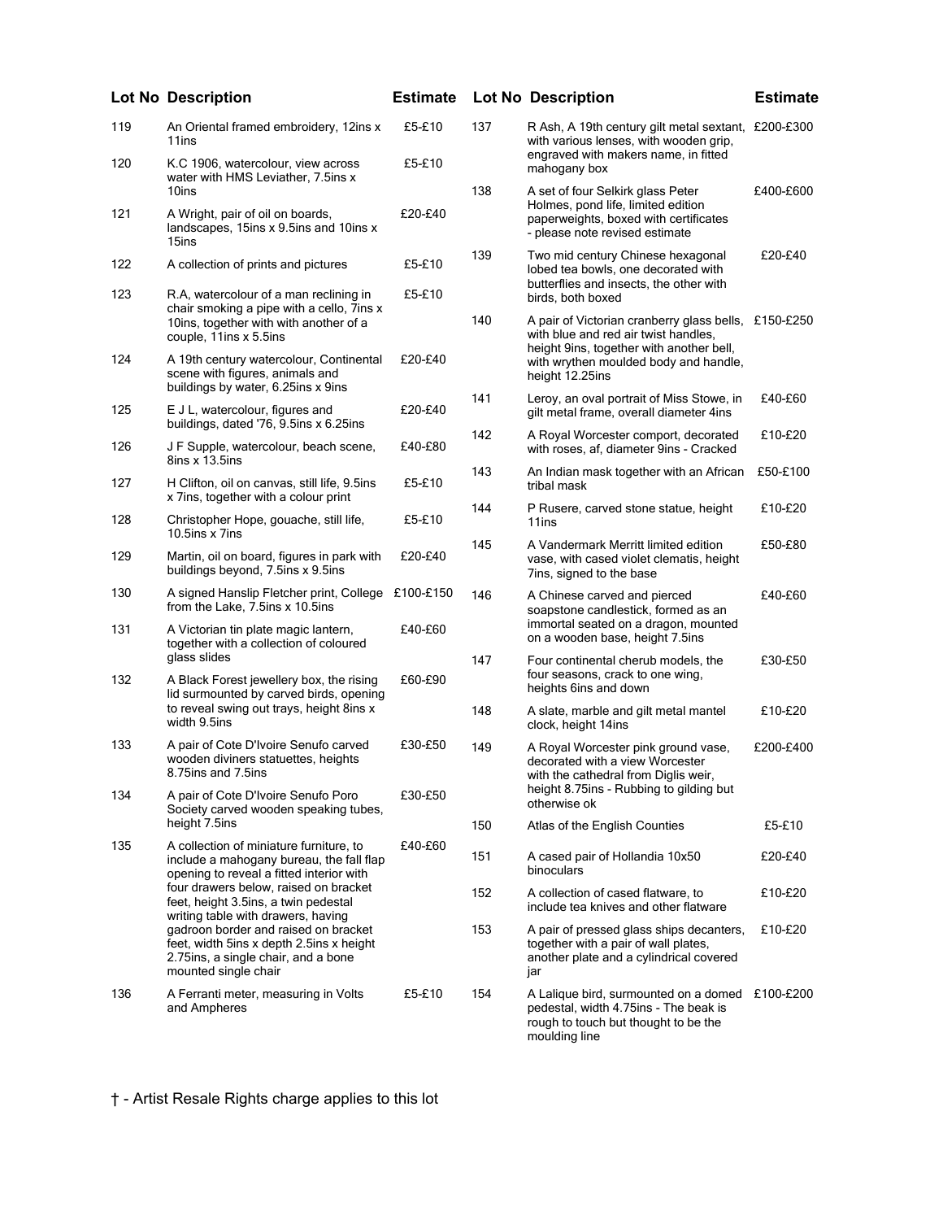| Lot No | Description | Estimate |
| --- | --- | --- |
| 119 | An Oriental framed embroidery, 12ins x 11ins | £5-£10 |
| 120 | K.C 1906, watercolour, view across water with HMS Leviather, 7.5ins x 10ins | £5-£10 |
| 121 | A Wright, pair of oil on boards, landscapes, 15ins x 9.5ins and 10ins x 15ins | £20-£40 |
| 122 | A collection of prints and pictures | £5-£10 |
| 123 | R.A, watercolour of a man reclining in chair smoking a pipe with a cello, 7ins x 10ins, together with with another of a couple, 11ins x 5.5ins | £5-£10 |
| 124 | A 19th century watercolour, Continental scene with figures, animals and buildings by water, 6.25ins x 9ins | £20-£40 |
| 125 | E J L, watercolour, figures and buildings, dated '76, 9.5ins x 6.25ins | £20-£40 |
| 126 | J F Supple, watercolour, beach scene, 8ins x 13.5ins | £40-£80 |
| 127 | H Clifton, oil on canvas, still life, 9.5ins x 7ins, together with a colour print | £5-£10 |
| 128 | Christopher Hope, gouache, still life, 10.5ins x 7ins | £5-£10 |
| 129 | Martin, oil on board, figures in park with buildings beyond, 7.5ins x 9.5ins | £20-£40 |
| 130 | A signed Hanslip Fletcher print, College from the Lake, 7.5ins x 10.5ins | £100-£150 |
| 131 | A Victorian tin plate magic lantern, together with a collection of coloured glass slides | £40-£60 |
| 132 | A Black Forest jewellery box, the rising lid surmounted by carved birds, opening to reveal swing out trays, height 8ins x width 9.5ins | £60-£90 |
| 133 | A pair of Cote D'Ivoire Senufo carved wooden diviners statuettes, heights 8.75ins and 7.5ins | £30-£50 |
| 134 | A pair of Cote D'Ivoire Senufo Poro Society carved wooden speaking tubes, height 7.5ins | £30-£50 |
| 135 | A collection of miniature furniture, to include a mahogany bureau, the fall flap opening to reveal a fitted interior with four drawers below, raised on bracket feet, height 3.5ins, a twin pedestal writing table with drawers, having gadroon border and raised on bracket feet, width 5ins x depth 2.5ins x height 2.75ins, a single chair, and a bone mounted single chair | £40-£60 |
| 136 | A Ferranti meter, measuring in Volts and Ampheres | £5-£10 |
| 137 | R Ash, A 19th century gilt metal sextant, with various lenses, with wooden grip, engraved with makers name, in fitted mahogany box | £200-£300 |
| 138 | A set of four Selkirk glass Peter Holmes, pond life, limited edition paperweights, boxed with certificates - please note revised estimate | £400-£600 |
| 139 | Two mid century Chinese hexagonal lobed tea bowls, one decorated with butterflies and insects, the other with birds, both boxed | £20-£40 |
| 140 | A pair of Victorian cranberry glass bells, with blue and red air twist handles, height 9ins, together with another bell, with wrythen moulded body and handle, height 12.25ins | £150-£250 |
| 141 | Leroy, an oval portrait of Miss Stowe, in gilt metal frame, overall diameter 4ins | £40-£60 |
| 142 | A Royal Worcester comport, decorated with roses, af, diameter 9ins - Cracked | £10-£20 |
| 143 | An Indian mask together with an African tribal mask | £50-£100 |
| 144 | P Rusere, carved stone statue, height 11ins | £10-£20 |
| 145 | A Vandermark Merritt limited edition vase, with cased violet clematis, height 7ins, signed to the base | £50-£80 |
| 146 | A Chinese carved and pierced soapstone candlestick, formed as an immortal seated on a dragon, mounted on a wooden base, height 7.5ins | £40-£60 |
| 147 | Four continental cherub models, the four seasons, crack to one wing, heights 6ins and down | £30-£50 |
| 148 | A slate, marble and gilt metal mantel clock, height 14ins | £10-£20 |
| 149 | A Royal Worcester pink ground vase, decorated with a view Worcester with the cathedral from Diglis weir, height 8.75ins - Rubbing to gilding but otherwise ok | £200-£400 |
| 150 | Atlas of the English Counties | £5-£10 |
| 151 | A cased pair of Hollandia 10x50 binoculars | £20-£40 |
| 152 | A collection of cased flatware, to include tea knives and other flatware | £10-£20 |
| 153 | A pair of pressed glass ships decanters, together with a pair of wall plates, another plate and a cylindrical covered jar | £10-£20 |
| 154 | A Lalique bird, surmounted on a domed pedestal, width 4.75ins - The beak is rough to touch but thought to be the moulding line | £100-£200 |

† - Artist Resale Rights charge applies to this lot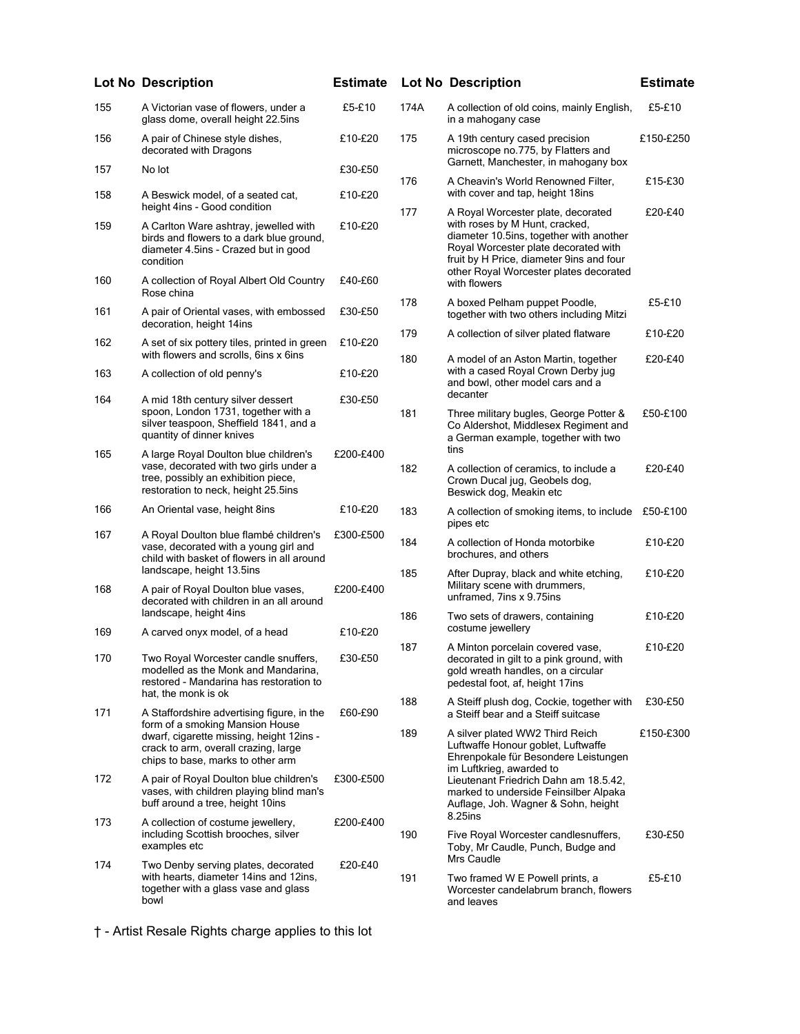| Lot No | Description | Estimate |
|---|---|---|
| 155 | A Victorian vase of flowers, under a glass dome, overall height 22.5ins | £5-£10 |
| 156 | A pair of Chinese style dishes, decorated with Dragons | £10-£20 |
| 157 | No lot | £30-£50 |
| 158 | A Beswick model, of a seated cat, height 4ins - Good condition | £10-£20 |
| 159 | A Carlton Ware ashtray, jewelled with birds and flowers to a dark blue ground, diameter 4.5ins - Crazed but in good condition | £10-£20 |
| 160 | A collection of Royal Albert Old Country Rose china | £40-£60 |
| 161 | A pair of Oriental vases, with embossed decoration, height 14ins | £30-£50 |
| 162 | A set of six pottery tiles, printed in green with flowers and scrolls, 6ins x 6ins | £10-£20 |
| 163 | A collection of old penny's | £10-£20 |
| 164 | A mid 18th century silver dessert spoon, London 1731, together with a silver teaspoon, Sheffield 1841, and a quantity of dinner knives | £30-£50 |
| 165 | A large Royal Doulton blue children's vase, decorated with two girls under a tree, possibly an exhibition piece, restoration to neck, height 25.5ins | £200-£400 |
| 166 | An Oriental vase, height 8ins | £10-£20 |
| 167 | A Royal Doulton blue flambé children's vase, decorated with a young girl and child with basket of flowers in all around landscape, height 13.5ins | £300-£500 |
| 168 | A pair of Royal Doulton blue vases, decorated with children in an all around landscape, height 4ins | £200-£400 |
| 169 | A carved onyx model, of a head | £10-£20 |
| 170 | Two Royal Worcester candle snuffers, modelled as the Monk and Mandarina, restored - Mandarina has restoration to hat, the monk is ok | £30-£50 |
| 171 | A Staffordshire advertising figure, in the form of a smoking Mansion House dwarf, cigarette missing, height 12ins - crack to arm, overall crazing, large chips to base, marks to other arm | £60-£90 |
| 172 | A pair of Royal Doulton blue children's vases, with children playing blind man's buff around a tree, height 10ins | £300-£500 |
| 173 | A collection of costume jewellery, including Scottish brooches, silver examples etc | £200-£400 |
| 174 | Two Denby serving plates, decorated with hearts, diameter 14ins and 12ins, together with a glass vase and glass bowl | £20-£40 |
| 174A | A collection of old coins, mainly English, in a mahogany case | £5-£10 |
| 175 | A 19th century cased precision microscope no.775, by Flatters and Garnett, Manchester, in mahogany box | £150-£250 |
| 176 | A Cheavin's World Renowned Filter, with cover and tap, height 18ins | £15-£30 |
| 177 | A Royal Worcester plate, decorated with roses by M Hunt, cracked, diameter 10.5ins, together with another Royal Worcester plate decorated with fruit by H Price, diameter 9ins and four other Royal Worcester plates decorated with flowers | £20-£40 |
| 178 | A boxed Pelham puppet Poodle, together with two others including Mitzi | £5-£10 |
| 179 | A collection of silver plated flatware | £10-£20 |
| 180 | A model of an Aston Martin, together with a cased Royal Crown Derby jug and bowl, other model cars and a decanter | £20-£40 |
| 181 | Three military bugles, George Potter & Co Aldershot, Middlesex Regiment and a German example, together with two tins | £50-£100 |
| 182 | A collection of ceramics, to include a Crown Ducal jug, Geobels dog, Beswick dog, Meakin etc | £20-£40 |
| 183 | A collection of smoking items, to include pipes etc | £50-£100 |
| 184 | A collection of Honda motorbike brochures, and others | £10-£20 |
| 185 | After Dupray, black and white etching, Military scene with drummers, unframed, 7ins x 9.75ins | £10-£20 |
| 186 | Two sets of drawers, containing costume jewellery | £10-£20 |
| 187 | A Minton porcelain covered vase, decorated in gilt to a pink ground, with gold wreath handles, on a circular pedestal foot, af, height 17ins | £10-£20 |
| 188 | A Steiff plush dog, Cockie, together with a Steiff bear and a Steiff suitcase | £30-£50 |
| 189 | A silver plated WW2 Third Reich Luftwaffe Honour goblet, Luftwaffe Ehrenpokale für Besondere Leistungen im Luftkrieg, awarded to Lieutenant Friedrich Dahn am 18.5.42, marked to underside Feinsilber Alpaka Auflage, Joh. Wagner & Sohn, height 8.25ins | £150-£300 |
| 190 | Five Royal Worcester candlesnuffers, Toby, Mr Caudle, Punch, Budge and Mrs Caudle | £30-£50 |
| 191 | Two framed W E Powell prints, a Worcester candelabrum branch, flowers and leaves | £5-£10 |

† - Artist Resale Rights charge applies to this lot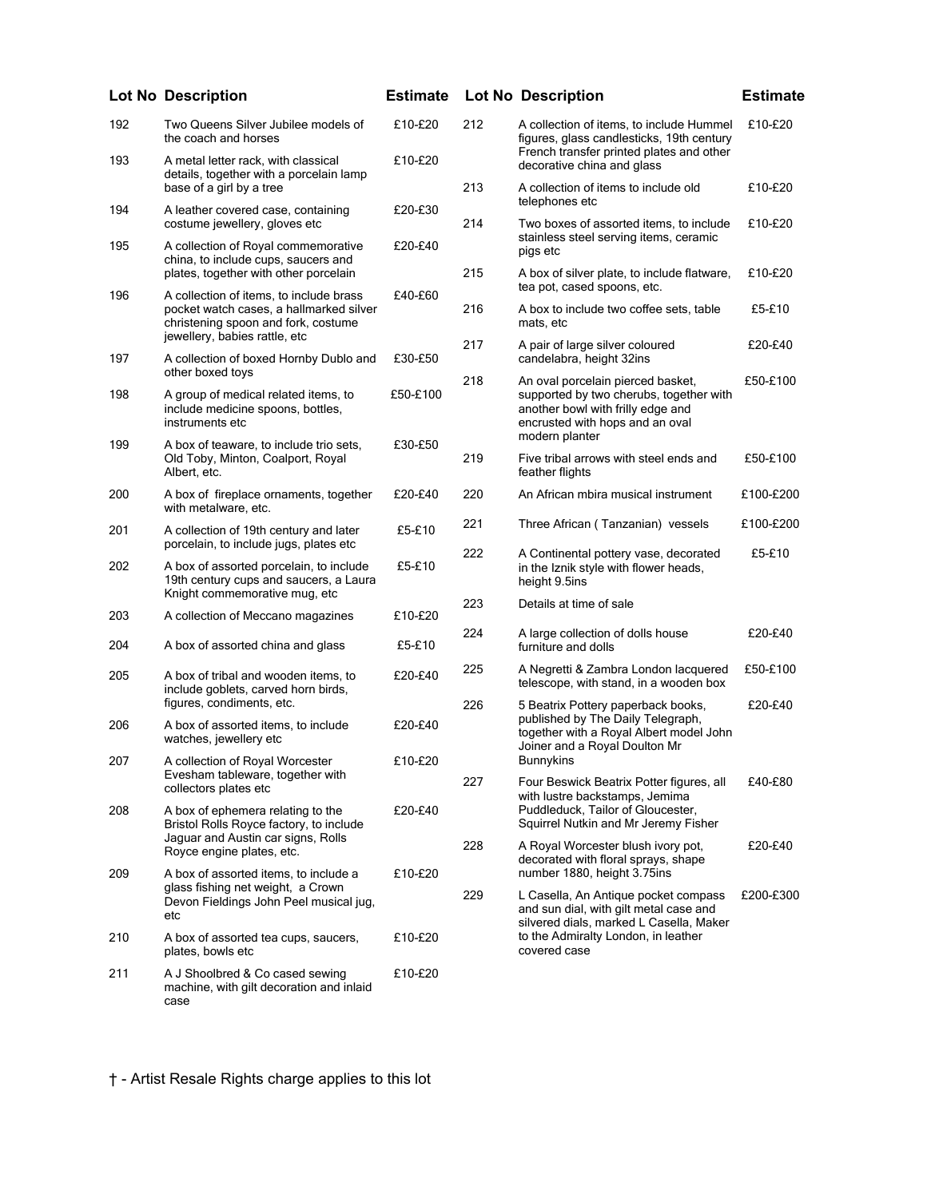| Lot No | Description | Estimate |
|---|---|---|
| 192 | Two Queens Silver Jubilee models of the coach and horses | £10-£20 |
| 193 | A metal letter rack, with classical details, together with a porcelain lamp base of a girl by a tree | £10-£20 |
| 194 | A leather covered case, containing costume jewellery, gloves etc | £20-£30 |
| 195 | A collection of Royal commemorative china, to include cups, saucers and plates, together with other porcelain | £20-£40 |
| 196 | A collection of items, to include brass pocket watch cases, a hallmarked silver christening spoon and fork, costume jewellery, babies rattle, etc | £40-£60 |
| 197 | A collection of boxed Hornby Dublo and other boxed toys | £30-£50 |
| 198 | A group of medical related items, to include medicine spoons, bottles, instruments etc | £50-£100 |
| 199 | A box of teaware, to include trio sets, Old Toby, Minton, Coalport, Royal Albert, etc. | £30-£50 |
| 200 | A box of fireplace ornaments, together with metalware, etc. | £20-£40 |
| 201 | A collection of 19th century and later porcelain, to include jugs, plates etc | £5-£10 |
| 202 | A box of assorted porcelain, to include 19th century cups and saucers, a Laura Knight commemorative mug, etc | £5-£10 |
| 203 | A collection of Meccano magazines | £10-£20 |
| 204 | A box of assorted china and glass | £5-£10 |
| 205 | A box of tribal and wooden items, to include goblets, carved horn birds, figures, condiments, etc. | £20-£40 |
| 206 | A box of assorted items, to include watches, jewellery etc | £20-£40 |
| 207 | A collection of Royal Worcester Evesham tableware, together with collectors plates etc | £10-£20 |
| 208 | A box of ephemera relating to the Bristol Rolls Royce factory, to include Jaguar and Austin car signs, Rolls Royce engine plates, etc. | £20-£40 |
| 209 | A box of assorted items, to include a glass fishing net weight, a Crown Devon Fieldings John Peel musical jug, etc | £10-£20 |
| 210 | A box of assorted tea cups, saucers, plates, bowls etc | £10-£20 |
| 211 | A J Shoolbred & Co cased sewing machine, with gilt decoration and inlaid case | £10-£20 |
| 212 | A collection of items, to include Hummel figures, glass candlesticks, 19th century French transfer printed plates and other decorative china and glass | £10-£20 |
| 213 | A collection of items to include old telephones etc | £10-£20 |
| 214 | Two boxes of assorted items, to include stainless steel serving items, ceramic pigs etc | £10-£20 |
| 215 | A box of silver plate, to include flatware, tea pot, cased spoons, etc. | £10-£20 |
| 216 | A box to include two coffee sets, table mats, etc | £5-£10 |
| 217 | A pair of large silver coloured candelabra, height 32ins | £20-£40 |
| 218 | An oval porcelain pierced basket, supported by two cherubs, together with another bowl with frilly edge and encrusted with hops and an oval modern planter | £50-£100 |
| 219 | Five tribal arrows with steel ends and feather flights | £50-£100 |
| 220 | An African mbira musical instrument | £100-£200 |
| 221 | Three African ( Tanzanian) vessels | £100-£200 |
| 222 | A Continental pottery vase, decorated in the Iznik style with flower heads, height 9.5ins | £5-£10 |
| 223 | Details at time of sale | |
| 224 | A large collection of dolls house furniture and dolls | £20-£40 |
| 225 | A Negretti & Zambra London lacquered telescope, with stand, in a wooden box | £50-£100 |
| 226 | 5 Beatrix Pottery paperback books, published by The Daily Telegraph, together with a Royal Albert model John Joiner and a Royal Doulton Mr Bunnykins | £20-£40 |
| 227 | Four Beswick Beatrix Potter figures, all with lustre backstamps, Jemima Puddleduck, Tailor of Gloucester, Squirrel Nutkin and Mr Jeremy Fisher | £40-£80 |
| 228 | A Royal Worcester blush ivory pot, decorated with floral sprays, shape number 1880, height 3.75ins | £20-£40 |
| 229 | L Casella, An Antique pocket compass and sun dial, with gilt metal case and silvered dials, marked L Casella, Maker to the Admiralty London, in leather covered case | £200-£300 |

† - Artist Resale Rights charge applies to this lot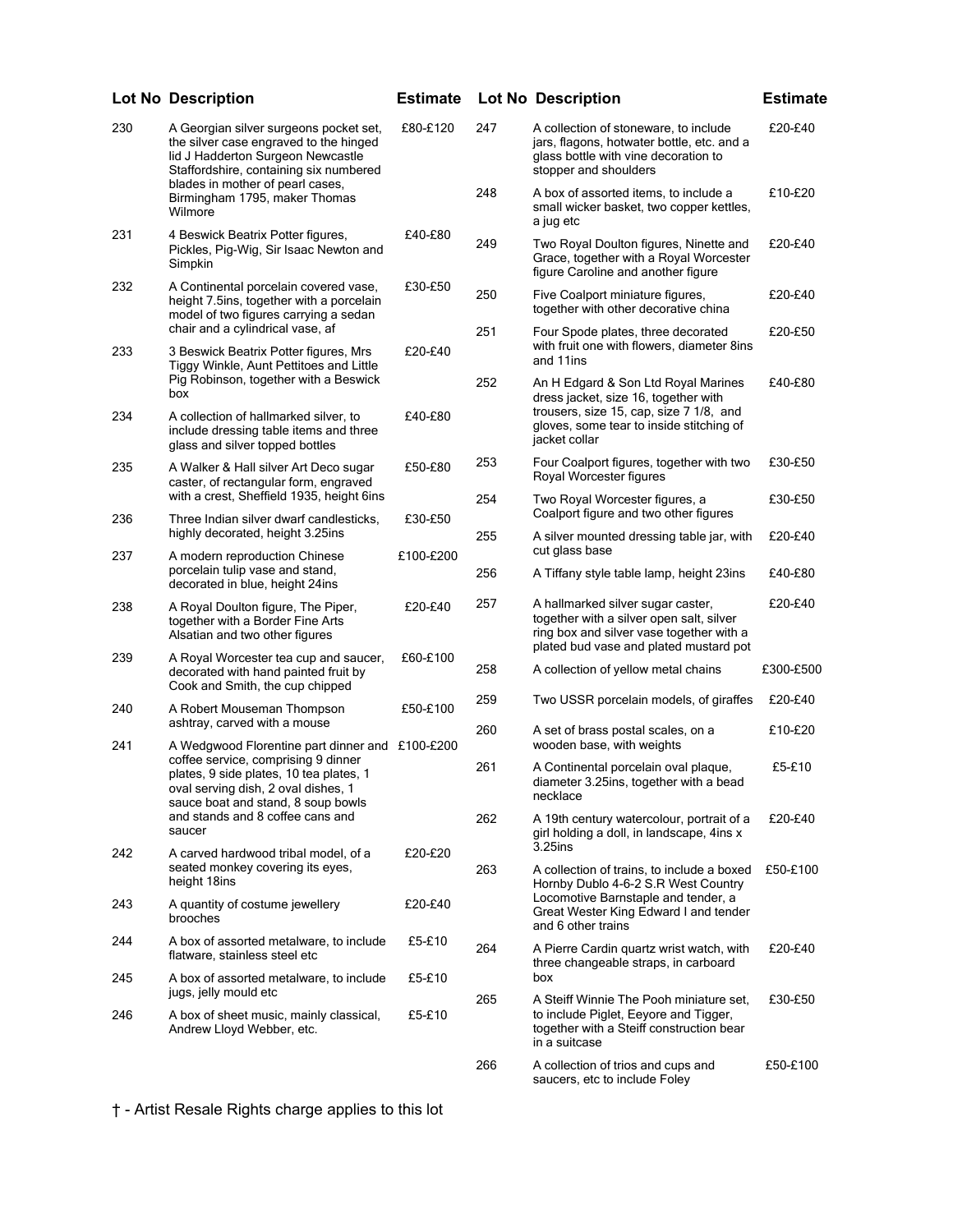| Lot No | Description | Estimate |
| --- | --- | --- |
| 230 | A Georgian silver surgeons pocket set, the silver case engraved to the hinged lid J Hadderton Surgeon Newcastle Staffordshire, containing six numbered blades in mother of pearl cases, Birmingham 1795, maker Thomas Wilmore | £80-£120 |
| 231 | 4 Beswick Beatrix Potter figures, Pickles, Pig-Wig, Sir Isaac Newton and Simpkin | £40-£80 |
| 232 | A Continental porcelain covered vase, height 7.5ins, together with a porcelain model of two figures carrying a sedan chair and a cylindrical vase, af | £30-£50 |
| 233 | 3 Beswick Beatrix Potter figures, Mrs Tiggy Winkle, Aunt Pettitoes and Little Pig Robinson, together with a Beswick box | £20-£40 |
| 234 | A collection of hallmarked silver, to include dressing table items and three glass and silver topped bottles | £40-£80 |
| 235 | A Walker & Hall silver Art Deco sugar caster, of rectangular form, engraved with a crest, Sheffield 1935, height 6ins | £50-£80 |
| 236 | Three Indian silver dwarf candlesticks, highly decorated, height 3.25ins | £30-£50 |
| 237 | A modern reproduction Chinese porcelain tulip vase and stand, decorated in blue, height 24ins | £100-£200 |
| 238 | A Royal Doulton figure, The Piper, together with a Border Fine Arts Alsatian and two other figures | £20-£40 |
| 239 | A Royal Worcester tea cup and saucer, decorated with hand painted fruit by Cook and Smith, the cup chipped | £60-£100 |
| 240 | A Robert Mouseman Thompson ashtray, carved with a mouse | £50-£100 |
| 241 | A Wedgwood Florentine part dinner and coffee service, comprising 9 dinner plates, 9 side plates, 10 tea plates, 1 oval serving dish, 2 oval dishes, 1 sauce boat and stand, 8 soup bowls and stands and 8 coffee cans and saucer | £100-£200 |
| 242 | A carved hardwood tribal model, of a seated monkey covering its eyes, height 18ins | £20-£20 |
| 243 | A quantity of costume jewellery brooches | £20-£40 |
| 244 | A box of assorted metalware, to include flatware, stainless steel etc | £5-£10 |
| 245 | A box of assorted metalware, to include jugs, jelly mould etc | £5-£10 |
| 246 | A box of sheet music, mainly classical, Andrew Lloyd Webber, etc. | £5-£10 |
| 247 | A collection of stoneware, to include jars, flagons, hotwater bottle, etc. and a glass bottle with vine decoration to stopper and shoulders | £20-£40 |
| 248 | A box of assorted items, to include a small wicker basket, two copper kettles, a jug etc | £10-£20 |
| 249 | Two Royal Doulton figures, Ninette and Grace, together with a Royal Worcester figure Caroline and another figure | £20-£40 |
| 250 | Five Coalport miniature figures, together with other decorative china | £20-£40 |
| 251 | Four Spode plates, three decorated with fruit one with flowers, diameter 8ins and 11ins | £20-£50 |
| 252 | An H Edgard & Son Ltd Royal Marines dress jacket, size 16, together with trousers, size 15, cap, size 7 1/8, and gloves, some tear to inside stitching of jacket collar | £40-£80 |
| 253 | Four Coalport figures, together with two Royal Worcester figures | £30-£50 |
| 254 | Two Royal Worcester figures, a Coalport figure and two other figures | £30-£50 |
| 255 | A silver mounted dressing table jar, with cut glass base | £20-£40 |
| 256 | A Tiffany style table lamp, height 23ins | £40-£80 |
| 257 | A hallmarked silver sugar caster, together with a silver open salt, silver ring box and silver vase together with a plated bud vase and plated mustard pot | £20-£40 |
| 258 | A collection of yellow metal chains | £300-£500 |
| 259 | Two USSR porcelain models, of giraffes | £20-£40 |
| 260 | A set of brass postal scales, on a wooden base, with weights | £10-£20 |
| 261 | A Continental porcelain oval plaque, diameter 3.25ins, together with a bead necklace | £5-£10 |
| 262 | A 19th century watercolour, portrait of a girl holding a doll, in landscape, 4ins x 3.25ins | £20-£40 |
| 263 | A collection of trains, to include a boxed Hornby Dublo 4-6-2 S.R West Country Locomotive Barnstaple and tender, a Great Wester King Edward I and tender and 6 other trains | £50-£100 |
| 264 | A Pierre Cardin quartz wrist watch, with three changeable straps, in carboard box | £20-£40 |
| 265 | A Steiff Winnie The Pooh miniature set, to include Piglet, Eeyore and Tigger, together with a Steiff construction bear in a suitcase | £30-£50 |
| 266 | A collection of trios and cups and saucers, etc to include Foley | £50-£100 |

† - Artist Resale Rights charge applies to this lot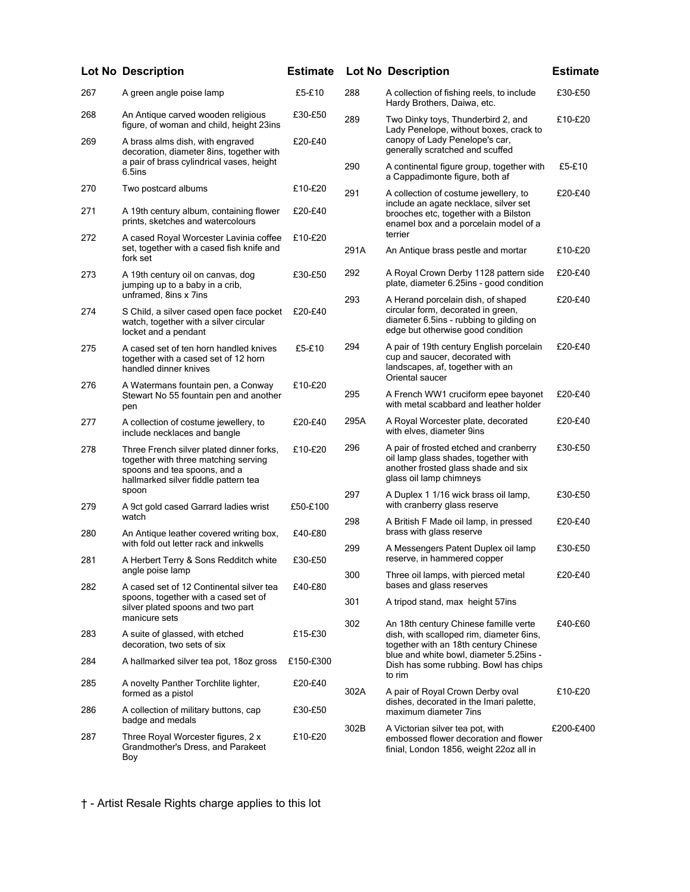| Lot No | Description | Estimate |
|---|---|---|
| 267 | A green angle poise lamp | £5-£10 |
| 268 | An Antique carved wooden religious figure, of woman and child, height 23ins | £30-£50 |
| 269 | A brass alms dish, with engraved decoration, diameter 8ins, together with a pair of brass cylindrical vases, height 6.5ins | £20-£40 |
| 270 | Two postcard albums | £10-£20 |
| 271 | A 19th century album, containing flower prints, sketches and watercolours | £20-£40 |
| 272 | A cased Royal Worcester Lavinia coffee set, together with a cased fish knife and fork set | £10-£20 |
| 273 | A 19th century oil on canvas, dog jumping up to a baby in a crib, unframed, 8ins x 7ins | £30-£50 |
| 274 | S Child, a silver cased open face pocket watch, together with a silver circular locket and a pendant | £20-£40 |
| 275 | A cased set of ten horn handled knives together with a cased set of 12 horn handled dinner knives | £5-£10 |
| 276 | A Watermans fountain pen, a Conway Stewart No 55 fountain pen and another pen | £10-£20 |
| 277 | A collection of costume jewellery, to include necklaces and bangle | £20-£40 |
| 278 | Three French silver plated dinner forks, together with three matching serving spoons and tea spoons, and a hallmarked silver fiddle pattern tea spoon | £10-£20 |
| 279 | A 9ct gold cased Garrard ladies wrist watch | £50-£100 |
| 280 | An Antique leather covered writing box, with fold out letter rack and inkwells | £40-£80 |
| 281 | A Herbert Terry & Sons Redditch white angle poise lamp | £30-£50 |
| 282 | A cased set of 12 Continental silver tea spoons, together with a cased set of silver plated spoons and two part manicure sets | £40-£80 |
| 283 | A suite of glassed, with etched decoration, two sets of six | £15-£30 |
| 284 | A hallmarked silver tea pot, 18oz gross | £150-£300 |
| 285 | A novelty Panther Torchlite lighter, formed as a pistol | £20-£40 |
| 286 | A collection of military buttons, cap badge and medals | £30-£50 |
| 287 | Three Royal Worcester figures, 2 x Grandmother's Dress, and Parakeet Boy | £10-£20 |
| 288 | A collection of fishing reels, to include Hardy Brothers, Daiwa, etc. | £30-£50 |
| 289 | Two Dinky toys, Thunderbird 2, and Lady Penelope, without boxes, crack to canopy of Lady Penelope's car, generally scratched and scuffed | £10-£20 |
| 290 | A continental figure group, together with a Cappadimonte figure, both af | £5-£10 |
| 291 | A collection of costume jewellery, to include an agate necklace, silver set brooches etc, together with a Bilston enamel box and a porcelain model of a terrier | £20-£40 |
| 291A | An Antique brass pestle and mortar | £10-£20 |
| 292 | A Royal Crown Derby 1128 pattern side plate, diameter 6.25ins - good condition | £20-£40 |
| 293 | A Herand porcelain dish, of shaped circular form, decorated in green, diameter 6.5ins - rubbing to gilding on edge but otherwise good condition | £20-£40 |
| 294 | A pair of 19th century English porcelain cup and saucer, decorated with landscapes, af, together with an Oriental saucer | £20-£40 |
| 295 | A French WW1 cruciform epee bayonet with metal scabbard and leather holder | £20-£40 |
| 295A | A Royal Worcester plate, decorated with elves, diameter 9ins | £20-£40 |
| 296 | A pair of frosted etched and cranberry oil lamp glass shades, together with another frosted glass shade and six glass oil lamp chimneys | £30-£50 |
| 297 | A Duplex 1 1/16 wick brass oil lamp, with cranberry glass reserve | £30-£50 |
| 298 | A British F Made oil lamp, in pressed brass with glass reserve | £20-£40 |
| 299 | A Messengers Patent Duplex oil lamp reserve, in hammered copper | £30-£50 |
| 300 | Three oil lamps, with pierced metal bases and glass reserves | £20-£40 |
| 301 | A tripod stand, max height 57ins | |
| 302 | An 18th century Chinese famille verte dish, with scalloped rim, diameter 6ins, together with an 18th century Chinese blue and white bowl, diameter 5.25ins - Dish has some rubbing. Bowl has chips to rim | £40-£60 |
| 302A | A pair of Royal Crown Derby oval dishes, decorated in the Imari palette, maximum diameter 7ins | £10-£20 |
| 302B | A Victorian silver tea pot, with embossed flower decoration and flower finial, London 1856, weight 22oz all in | £200-£400 |

† - Artist Resale Rights charge applies to this lot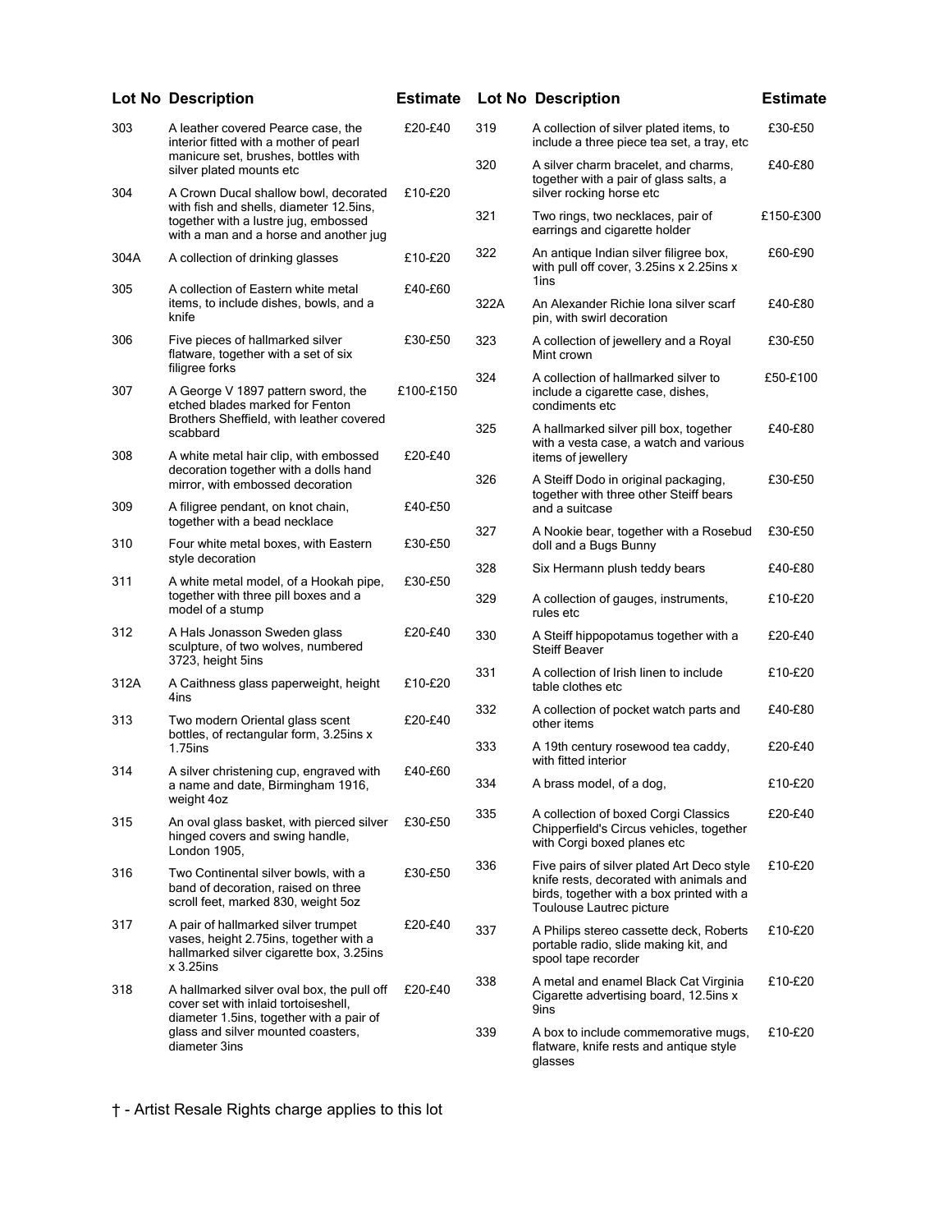| Lot No | Description | Estimate |
|---|---|---|
| 303 | A leather covered Pearce case, the interior fitted with a mother of pearl manicure set, brushes, bottles with silver plated mounts etc | £20-£40 |
| 304 | A Crown Ducal shallow bowl, decorated with fish and shells, diameter 12.5ins, together with a lustre jug, embossed with a man and a horse and another jug | £10-£20 |
| 304A | A collection of drinking glasses | £10-£20 |
| 305 | A collection of Eastern white metal items, to include dishes, bowls, and a knife | £40-£60 |
| 306 | Five pieces of hallmarked silver flatware, together with a set of six filigree forks | £30-£50 |
| 307 | A George V 1897 pattern sword, the etched blades marked for Fenton Brothers Sheffield, with leather covered scabbard | £100-£150 |
| 308 | A white metal hair clip, with embossed decoration together with a dolls hand mirror, with embossed decoration | £20-£40 |
| 309 | A filigree pendant, on knot chain, together with a bead necklace | £40-£50 |
| 310 | Four white metal boxes, with Eastern style decoration | £30-£50 |
| 311 | A white metal model, of a Hookah pipe, together with three pill boxes and a model of a stump | £30-£50 |
| 312 | A Hals Jonasson Sweden glass sculpture, of two wolves, numbered 3723, height 5ins | £20-£40 |
| 312A | A Caithness glass paperweight, height 4ins | £10-£20 |
| 313 | Two modern Oriental glass scent bottles, of rectangular form, 3.25ins x 1.75ins | £20-£40 |
| 314 | A silver christening cup, engraved with a name and date, Birmingham 1916, weight 4oz | £40-£60 |
| 315 | An oval glass basket, with pierced silver hinged covers and swing handle, London 1905, | £30-£50 |
| 316 | Two Continental silver bowls, with a band of decoration, raised on three scroll feet, marked 830, weight 5oz | £30-£50 |
| 317 | A pair of hallmarked silver trumpet vases, height 2.75ins, together with a hallmarked silver cigarette box, 3.25ins x 3.25ins | £20-£40 |
| 318 | A hallmarked silver oval box, the pull off cover set with inlaid tortoiseshell, diameter 1.5ins, together with a pair of glass and silver mounted coasters, diameter 3ins | £20-£40 |
| 319 | A collection of silver plated items, to include a three piece tea set, a tray, etc | £30-£50 |
| 320 | A silver charm bracelet, and charms, together with a pair of glass salts, a silver rocking horse etc | £40-£80 |
| 321 | Two rings, two necklaces, pair of earrings and cigarette holder | £150-£300 |
| 322 | An antique Indian silver filigree box, with pull off cover, 3.25ins x 2.25ins x 1ins | £60-£90 |
| 322A | An Alexander Richie Iona silver scarf pin, with swirl decoration | £40-£80 |
| 323 | A collection of jewellery and a Royal Mint crown | £30-£50 |
| 324 | A collection of hallmarked silver to include a cigarette case, dishes, condiments etc | £50-£100 |
| 325 | A hallmarked silver pill box, together with a vesta case, a watch and various items of jewellery | £40-£80 |
| 326 | A Steiff Dodo in original packaging, together with three other Steiff bears and a suitcase | £30-£50 |
| 327 | A Nookie bear, together with a Rosebud doll and a Bugs Bunny | £30-£50 |
| 328 | Six Hermann plush teddy bears | £40-£80 |
| 329 | A collection of gauges, instruments, rules etc | £10-£20 |
| 330 | A Steiff hippopotamus together with a Steiff Beaver | £20-£40 |
| 331 | A collection of Irish linen to include table clothes etc | £10-£20 |
| 332 | A collection of pocket watch parts and other items | £40-£80 |
| 333 | A 19th century rosewood tea caddy, with fitted interior | £20-£40 |
| 334 | A brass model, of a dog, | £10-£20 |
| 335 | A collection of boxed Corgi Classics Chipperfield's Circus vehicles, together with Corgi boxed planes etc | £20-£40 |
| 336 | Five pairs of silver plated Art Deco style knife rests, decorated with animals and birds, together with a box printed with a Toulouse Lautrec picture | £10-£20 |
| 337 | A Philips stereo cassette deck, Roberts portable radio, slide making kit, and spool tape recorder | £10-£20 |
| 338 | A metal and enamel Black Cat Virginia Cigarette advertising board, 12.5ins x 9ins | £10-£20 |
| 339 | A box to include commemorative mugs, flatware, knife rests and antique style glasses | £10-£20 |

† - Artist Resale Rights charge applies to this lot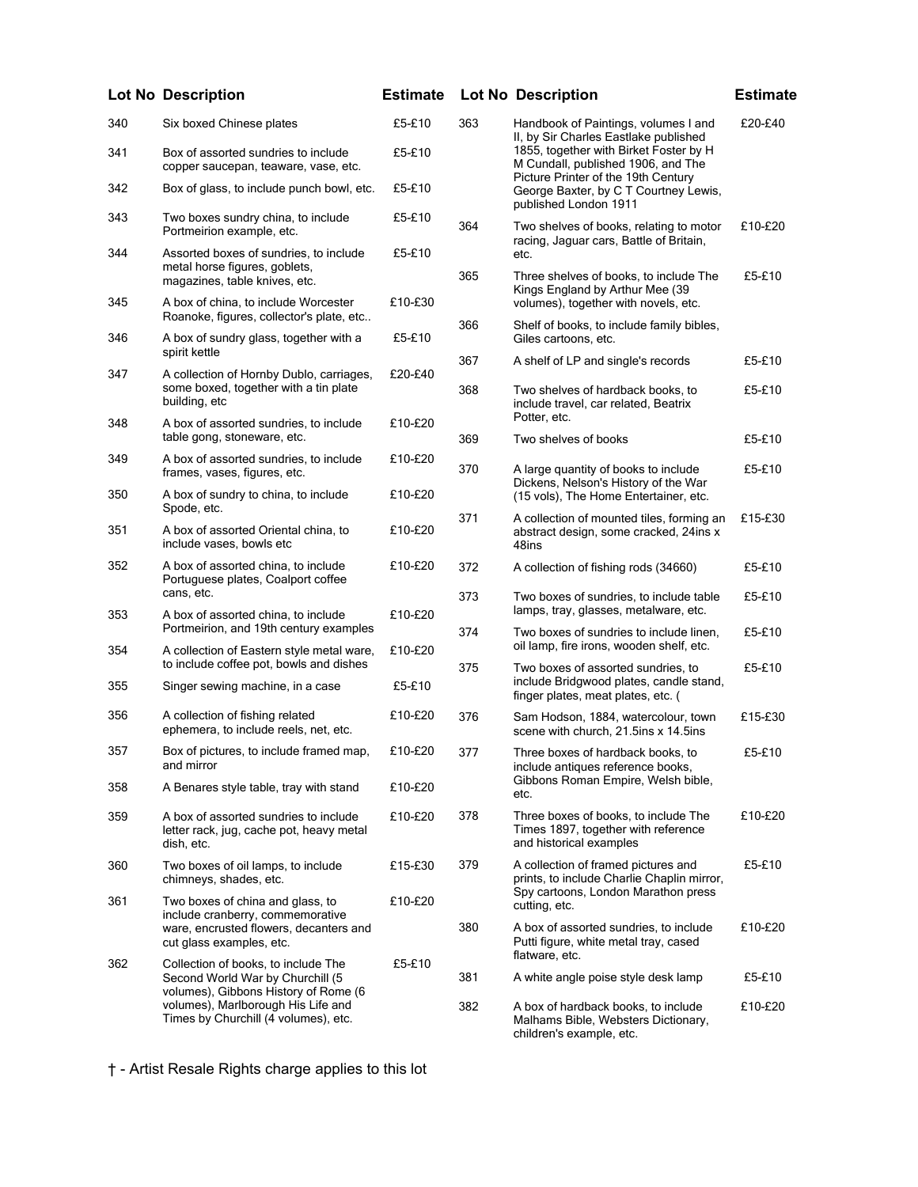| Lot No | Description | Estimate |
|---|---|---|
| 340 | Six boxed Chinese plates | £5-£10 |
| 341 | Box of assorted sundries to include copper saucepan, teaware, vase, etc. | £5-£10 |
| 342 | Box of glass, to include punch bowl, etc. | £5-£10 |
| 343 | Two boxes sundry china, to include Portmeirion example, etc. | £5-£10 |
| 344 | Assorted boxes of sundries, to include metal horse figures, goblets, magazines, table knives, etc. | £5-£10 |
| 345 | A box of china, to include Worcester Roanoke, figures, collector's plate, etc.. | £10-£30 |
| 346 | A box of sundry glass, together with a spirit kettle | £5-£10 |
| 347 | A collection of Hornby Dublo, carriages, some boxed, together with a tin plate building, etc | £20-£40 |
| 348 | A box of assorted sundries, to include table gong, stoneware, etc. | £10-£20 |
| 349 | A box of assorted sundries, to include frames, vases, figures, etc. | £10-£20 |
| 350 | A box of sundry to china, to include Spode, etc. | £10-£20 |
| 351 | A box of assorted Oriental china, to include vases, bowls etc | £10-£20 |
| 352 | A box of assorted china, to include Portuguese plates, Coalport coffee cans, etc. | £10-£20 |
| 353 | A box of assorted china, to include Portmeirion, and 19th century examples | £10-£20 |
| 354 | A collection of Eastern style metal ware, to include coffee pot, bowls and dishes | £10-£20 |
| 355 | Singer sewing machine, in a case | £5-£10 |
| 356 | A collection of fishing related ephemera, to include reels, net, etc. | £10-£20 |
| 357 | Box of pictures, to include framed map, and mirror | £10-£20 |
| 358 | A Benares style table, tray with stand | £10-£20 |
| 359 | A box of assorted sundries to include letter rack, jug, cache pot, heavy metal dish, etc. | £10-£20 |
| 360 | Two boxes of oil lamps, to include chimneys, shades, etc. | £15-£30 |
| 361 | Two boxes of china and glass, to include cranberry, commemorative ware, encrusted flowers, decanters and cut glass examples, etc. | £10-£20 |
| 362 | Collection of books, to include The Second World War by Churchill (5 volumes), Gibbons History of Rome (6 volumes), Marlborough His Life and Times by Churchill (4 volumes), etc. | £5-£10 |
| 363 | Handbook of Paintings, volumes I and II, by Sir Charles Eastlake published 1855, together with Birket Foster by H M Cundall, published 1906, and The Picture Printer of the 19th Century George Baxter, by C T Courtney Lewis, published London 1911 | £20-£40 |
| 364 | Two shelves of books, relating to motor racing, Jaguar cars, Battle of Britain, etc. | £10-£20 |
| 365 | Three shelves of books, to include The Kings England by Arthur Mee (39 volumes), together with novels, etc. | £5-£10 |
| 366 | Shelf of books, to include family bibles, Giles cartoons, etc. | |
| 367 | A shelf of LP and single's records | £5-£10 |
| 368 | Two shelves of hardback books, to include travel, car related, Beatrix Potter, etc. | £5-£10 |
| 369 | Two shelves of books | £5-£10 |
| 370 | A large quantity of books to include Dickens, Nelson's History of the War (15 vols), The Home Entertainer, etc. | £5-£10 |
| 371 | A collection of mounted tiles, forming an abstract design, some cracked, 24ins x 48ins | £15-£30 |
| 372 | A collection of fishing rods (34660) | £5-£10 |
| 373 | Two boxes of sundries, to include table lamps, tray, glasses, metalware, etc. | £5-£10 |
| 374 | Two boxes of sundries to include linen, oil lamp, fire irons, wooden shelf, etc. | £5-£10 |
| 375 | Two boxes of assorted sundries, to include Bridgwood plates, candle stand, finger plates, meat plates, etc. ( | £5-£10 |
| 376 | Sam Hodson, 1884, watercolour, town scene with church, 21.5ins x 14.5ins | £15-£30 |
| 377 | Three boxes of hardback books, to include antiques reference books, Gibbons Roman Empire, Welsh bible, etc. | £5-£10 |
| 378 | Three boxes of books, to include The Times 1897, together with reference and historical examples | £10-£20 |
| 379 | A collection of framed pictures and prints, to include Charlie Chaplin mirror, Spy cartoons, London Marathon press cutting, etc. | £5-£10 |
| 380 | A box of assorted sundries, to include Putti figure, white metal tray, cased flatware, etc. | £10-£20 |
| 381 | A white angle poise style desk lamp | £5-£10 |
| 382 | A box of hardback books, to include Malhams Bible, Websters Dictionary, children's example, etc. | £10-£20 |

† - Artist Resale Rights charge applies to this lot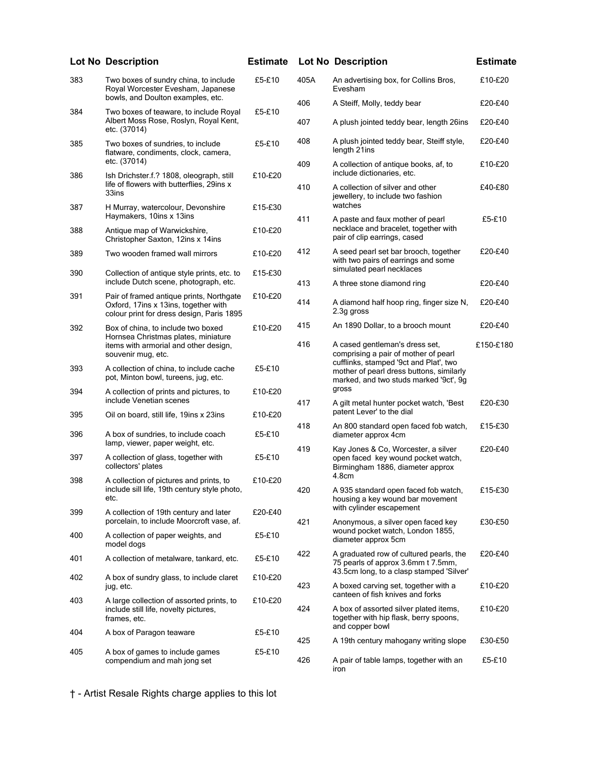| Lot No | Description | Estimate |
|---|---|---|
| 383 | Two boxes of sundry china, to include Royal Worcester Evesham, Japanese bowls, and Doulton examples, etc. | £5-£10 |
| 384 | Two boxes of teaware, to include Royal Albert Moss Rose, Roslyn, Royal Kent, etc. (37014) | £5-£10 |
| 385 | Two boxes of sundries, to include flatware, condiments, clock, camera, etc. (37014) | £5-£10 |
| 386 | Ish Drichster.f.? 1808, oleograph, still life of flowers with butterflies, 29ins x 33ins | £10-£20 |
| 387 | H Murray, watercolour, Devonshire Haymakers, 10ins x 13ins | £15-£30 |
| 388 | Antique map of Warwickshire, Christopher Saxton, 12ins x 14ins | £10-£20 |
| 389 | Two wooden framed wall mirrors | £10-£20 |
| 390 | Collection of antique style prints, etc. to include Dutch scene, photograph, etc. | £15-£30 |
| 391 | Pair of framed antique prints, Northgate Oxford, 17ins x 13ins, together with colour print for dress design, Paris 1895 | £10-£20 |
| 392 | Box of china, to include two boxed Hornsea Christmas plates, miniature items with armorial and other design, souvenir mug, etc. | £10-£20 |
| 393 | A collection of china, to include cache pot, Minton bowl, tureens, jug, etc. | £5-£10 |
| 394 | A collection of prints and pictures, to include Venetian scenes | £10-£20 |
| 395 | Oil on board, still life, 19ins x 23ins | £10-£20 |
| 396 | A box of sundries, to include coach lamp, viewer, paper weight, etc. | £5-£10 |
| 397 | A collection of glass, together with collectors' plates | £5-£10 |
| 398 | A collection of pictures and prints, to include sill life, 19th century style photo, etc. | £10-£20 |
| 399 | A collection of 19th century and later porcelain, to include Moorcroft vase, af. | £20-£40 |
| 400 | A collection of paper weights, and model dogs | £5-£10 |
| 401 | A collection of metalware, tankard, etc. | £5-£10 |
| 402 | A box of sundry glass, to include claret jug, etc. | £10-£20 |
| 403 | A large collection of assorted prints, to include still life, novelty pictures, frames, etc. | £10-£20 |
| 404 | A box of Paragon teaware | £5-£10 |
| 405 | A box of games to include games compendium and mah jong set | £5-£10 |
| 405A | An advertising box, for Collins Bros, Evesham | £10-£20 |
| 406 | A Steiff, Molly, teddy bear | £20-£40 |
| 407 | A plush jointed teddy bear, length 26ins | £20-£40 |
| 408 | A plush jointed teddy bear, Steiff style, length 21ins | £20-£40 |
| 409 | A collection of antique books, af, to include dictionaries, etc. | £10-£20 |
| 410 | A collection of silver and other jewellery, to include two fashion watches | £40-£80 |
| 411 | A paste and faux mother of pearl necklace and bracelet, together with pair of clip earrings, cased | £5-£10 |
| 412 | A seed pearl set bar brooch, together with two pairs of earrings and some simulated pearl necklaces | £20-£40 |
| 413 | A three stone diamond ring | £20-£40 |
| 414 | A diamond half hoop ring, finger size N, 2.3g gross | £20-£40 |
| 415 | An 1890 Dollar, to a brooch mount | £20-£40 |
| 416 | A cased gentleman's dress set, comprising a pair of mother of pearl cufflinks, stamped '9ct and Plat', two mother of pearl dress buttons, similarly marked, and two studs marked '9ct', 9g gross | £150-£180 |
| 417 | A gilt metal hunter pocket watch, 'Best patent Lever' to the dial | £20-£30 |
| 418 | An 800 standard open faced fob watch, diameter approx 4cm | £15-£30 |
| 419 | Kay Jones & Co, Worcester, a silver open faced key wound pocket watch, Birmingham 1886, diameter approx 4.8cm | £20-£40 |
| 420 | A 935 standard open faced fob watch, housing a key wound bar movement with cylinder escapement | £15-£30 |
| 421 | Anonymous, a silver open faced key wound pocket watch, London 1855, diameter approx 5cm | £30-£50 |
| 422 | A graduated row of cultured pearls, the 75 pearls of approx 3.6mm t 7.5mm, 43.5cm long, to a clasp stamped 'Silver' | £20-£40 |
| 423 | A boxed carving set, together with a canteen of fish knives and forks | £10-£20 |
| 424 | A box of assorted silver plated items, together with hip flask, berry spoons, and copper bowl | £10-£20 |
| 425 | A 19th century mahogany writing slope | £30-£50 |
| 426 | A pair of table lamps, together with an iron | £5-£10 |

† - Artist Resale Rights charge applies to this lot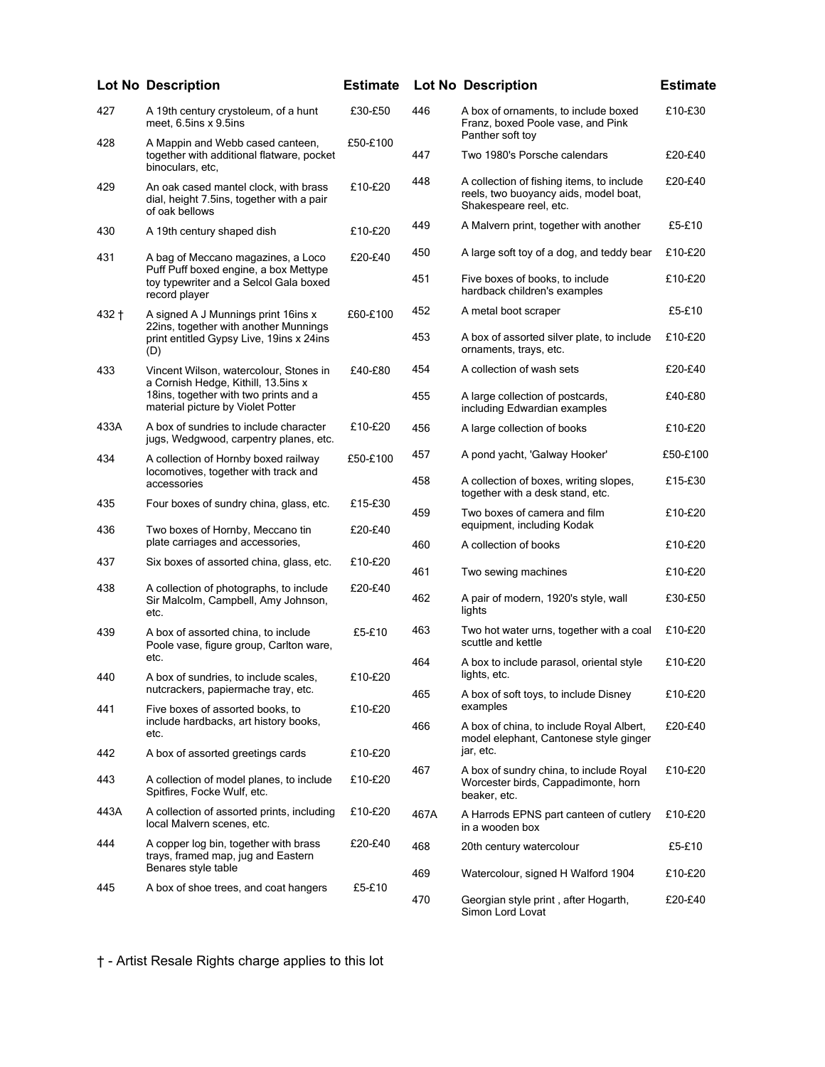| Lot No | Description | Estimate |
|---|---|---|
| 427 | A 19th century crystoleum, of a hunt meet, 6.5ins x 9.5ins | £30-£50 |
| 428 | A Mappin and Webb cased canteen, together with additional flatware, pocket binoculars, etc, | £50-£100 |
| 429 | An oak cased mantel clock, with brass dial, height 7.5ins, together with a pair of oak bellows | £10-£20 |
| 430 | A 19th century shaped dish | £10-£20 |
| 431 | A bag of Meccano magazines, a Loco Puff Puff boxed engine, a box Mettype toy typewriter and a Selcol Gala boxed record player | £20-£40 |
| 432 † | A signed A J Munnings print 16ins x 22ins, together with another Munnings print entitled Gypsy Live, 19ins x 24ins (D) | £60-£100 |
| 433 | Vincent Wilson, watercolour, Stones in a Cornish Hedge, Kithill, 13.5ins x 18ins, together with two prints and a material picture by Violet Potter | £40-£80 |
| 433A | A box of sundries to include character jugs, Wedgwood, carpentry planes, etc. | £10-£20 |
| 434 | A collection of Hornby boxed railway locomotives, together with track and accessories | £50-£100 |
| 435 | Four boxes of sundry china, glass, etc. | £15-£30 |
| 436 | Two boxes of Hornby, Meccano tin plate carriages and accessories, | £20-£40 |
| 437 | Six boxes of assorted china, glass, etc. | £10-£20 |
| 438 | A collection of photographs, to include Sir Malcolm, Campbell, Amy Johnson, etc. | £20-£40 |
| 439 † | A box of assorted china, to include Poole vase, figure group, Carlton ware, etc. | £5-£10 |
| 440 | A box of sundries, to include scales, nutcrackers, papiermache tray, etc. | £10-£20 |
| 441 | Five boxes of assorted books, to include hardbacks, art history books, etc. | £10-£20 |
| 442 | A box of assorted greetings cards | £10-£20 |
| 443 | A collection of model planes, to include Spitfires, Focke Wulf, etc. | £10-£20 |
| 443A | A collection of assorted prints, including local Malvern scenes, etc. | £10-£20 |
| 444 | A copper log bin, together with brass trays, framed map, jug and Eastern Benares style table | £20-£40 |
| 445 | A box of shoe trees, and coat hangers | £5-£10 |
| 446 | A box of ornaments, to include boxed Franz, boxed Poole vase, and Pink Panther soft toy | £10-£30 |
| 447 | Two 1980's Porsche calendars | £20-£40 |
| 448 | A collection of fishing items, to include reels, two buoyancy aids, model boat, Shakespeare reel, etc. | £20-£40 |
| 449 | A Malvern print, together with another | £5-£10 |
| 450 | A large soft toy of a dog, and teddy bear | £10-£20 |
| 451 | Five boxes of books, to include hardback children's examples | £10-£20 |
| 452 | A metal boot scraper | £5-£10 |
| 453 | A box of assorted silver plate, to include ornaments, trays, etc. | £10-£20 |
| 454 | A collection of wash sets | £20-£40 |
| 455 | A large collection of postcards, including Edwardian examples | £40-£80 |
| 456 | A large collection of books | £10-£20 |
| 457 | A pond yacht, 'Galway Hooker' | £50-£100 |
| 458 | A collection of boxes, writing slopes, together with a desk stand, etc. | £15-£30 |
| 459 | Two boxes of camera and film equipment, including Kodak | £10-£20 |
| 460 | A collection of books | £10-£20 |
| 461 | Two sewing machines | £10-£20 |
| 462 | A pair of modern, 1920's style, wall lights | £30-£50 |
| 463 | Two hot water urns, together with a coal scuttle and kettle | £10-£20 |
| 464 | A box to include parasol, oriental style lights, etc. | £10-£20 |
| 465 | A box of soft toys, to include Disney examples | £10-£20 |
| 466 | A box of china, to include Royal Albert, model elephant, Cantonese style ginger jar, etc. | £20-£40 |
| 467 | A box of sundry china, to include Royal Worcester birds, Cappadimonte, horn beaker, etc. | £10-£20 |
| 467A | A Harrods EPNS part canteen of cutlery in a wooden box | £10-£20 |
| 468 | 20th century watercolour | £5-£10 |
| 469 | Watercolour, signed H Walford 1904 | £10-£20 |
| 470 | Georgian style print , after Hogarth, Simon Lord Lovat | £20-£40 |

† - Artist Resale Rights charge applies to this lot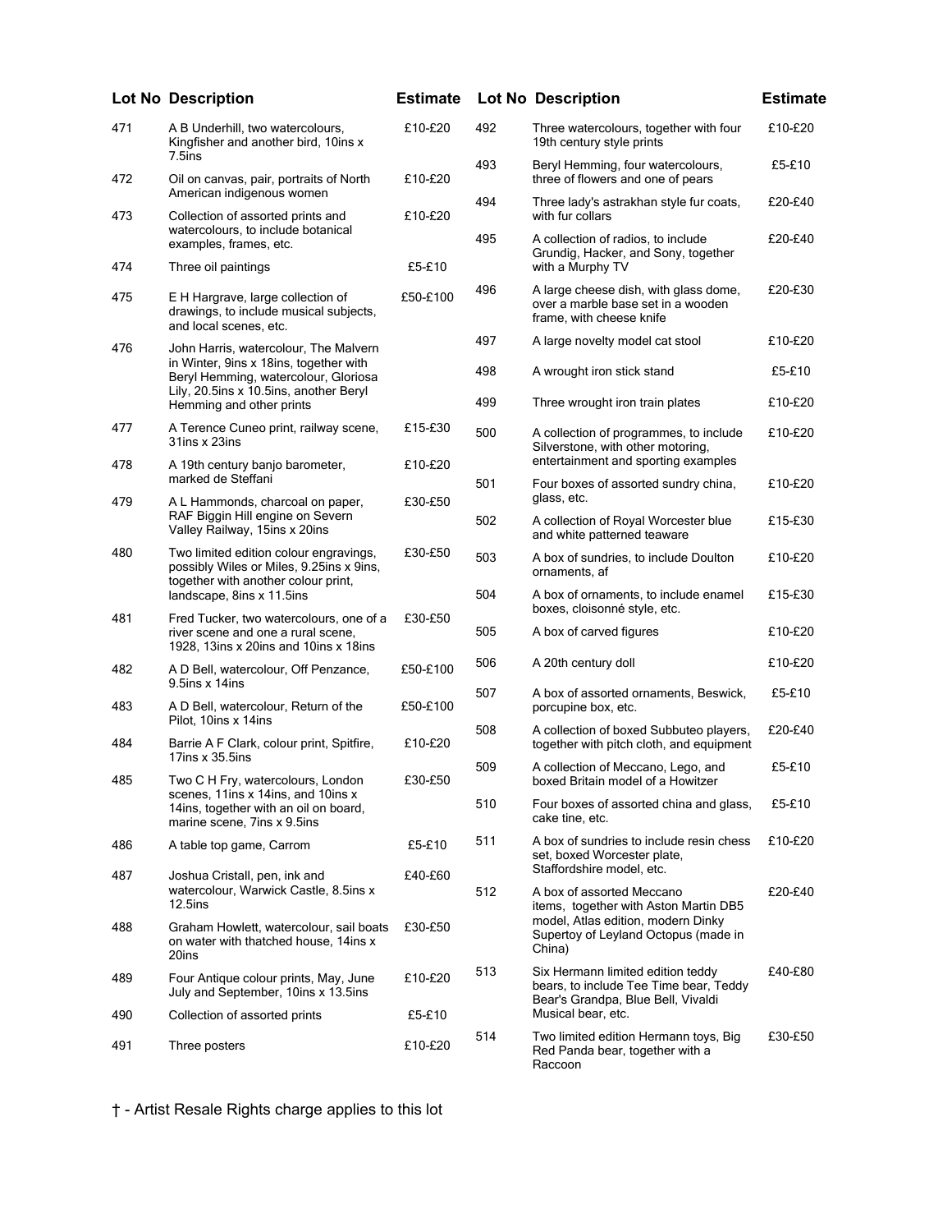| Lot No | Description | Estimate |
|---|---|---|
| 471 | A B Underhill, two watercolours, Kingfisher and another bird, 10ins x 7.5ins | £10-£20 |
| 472 | Oil on canvas, pair, portraits of North American indigenous women | £10-£20 |
| 473 | Collection of assorted prints and watercolours, to include botanical examples, frames, etc. | £10-£20 |
| 474 | Three oil paintings | £5-£10 |
| 475 | E H Hargrave, large collection of drawings, to include musical subjects, and local scenes, etc. | £50-£100 |
| 476 | John Harris, watercolour, The Malvern in Winter, 9ins x 18ins, together with Beryl Hemming, watercolour, Gloriosa Lily, 20.5ins x 10.5ins, another Beryl Hemming and other prints | |
| 477 | A Terence Cuneo print, railway scene, 31ins x 23ins | £15-£30 |
| 478 | A 19th century banjo barometer, marked de Steffani | £10-£20 |
| 479 | A L Hammonds, charcoal on paper, RAF Biggin Hill engine on Severn Valley Railway, 15ins x 20ins | £30-£50 |
| 480 | Two limited edition colour engravings, possibly Wiles or Miles, 9.25ins x 9ins, together with another colour print, landscape, 8ins x 11.5ins | £30-£50 |
| 481 | Fred Tucker, two watercolours, one of a river scene and one a rural scene, 1928, 13ins x 20ins and 10ins x 18ins | £30-£50 |
| 482 | A D Bell, watercolour, Off Penzance, 9.5ins x 14ins | £50-£100 |
| 483 | A D Bell, watercolour, Return of the Pilot, 10ins x 14ins | £50-£100 |
| 484 | Barrie A F Clark, colour print, Spitfire, 17ins x 35.5ins | £10-£20 |
| 485 | Two C H Fry, watercolours, London scenes, 11ins x 14ins, and 10ins x 14ins, together with an oil on board, marine scene, 7ins x 9.5ins | £30-£50 |
| 486 | A table top game, Carrom | £5-£10 |
| 487 | Joshua Cristall, pen, ink and watercolour, Warwick Castle, 8.5ins x 12.5ins | £40-£60 |
| 488 | Graham Howlett, watercolour, sail boats on water with thatched house, 14ins x 20ins | £30-£50 |
| 489 | Four Antique colour prints, May, June July and September, 10ins x 13.5ins | £10-£20 |
| 490 | Collection of assorted prints | £5-£10 |
| 491 | Three posters | £10-£20 |
| 492 | Three watercolours, together with four 19th century style prints | £10-£20 |
| 493 | Beryl Hemming, four watercolours, three of flowers and one of pears | £5-£10 |
| 494 | Three lady's astrakhan style fur coats, with fur collars | £20-£40 |
| 495 | A collection of radios, to include Grundig, Hacker, and Sony, together with a Murphy TV | £20-£40 |
| 496 | A large cheese dish, with glass dome, over a marble base set in a wooden frame, with cheese knife | £20-£30 |
| 497 | A large novelty model cat stool | £10-£20 |
| 498 | A wrought iron stick stand | £5-£10 |
| 499 | Three wrought iron train plates | £10-£20 |
| 500 | A collection of programmes, to include Silverstone, with other motoring, entertainment and sporting examples | £10-£20 |
| 501 | Four boxes of assorted sundry china, glass, etc. | £10-£20 |
| 502 | A collection of Royal Worcester blue and white patterned teaware | £15-£30 |
| 503 | A box of sundries, to include Doulton ornaments, af | £10-£20 |
| 504 | A box of ornaments, to include enamel boxes, cloisonné style, etc. | £15-£30 |
| 505 | A box of carved figures | £10-£20 |
| 506 | A 20th century doll | £10-£20 |
| 507 | A box of assorted ornaments, Beswick, porcupine box, etc. | £5-£10 |
| 508 | A collection of boxed Subbuteo players, together with pitch cloth, and equipment | £20-£40 |
| 509 | A collection of Meccano, Lego, and boxed Britain model of a Howitzer | £5-£10 |
| 510 | Four boxes of assorted china and glass, cake tine, etc. | £5-£10 |
| 511 | A box of sundries to include resin chess set, boxed Worcester plate, Staffordshire model, etc. | £10-£20 |
| 512 | A box of assorted Meccano items, together with Aston Martin DB5 model, Atlas edition, modern Dinky Supertoy of Leyland Octopus (made in China) | £20-£40 |
| 513 | Six Hermann limited edition teddy bears, to include Tee Time bear, Teddy Bear's Grandpa, Blue Bell, Vivaldi Musical bear, etc. | £40-£80 |
| 514 | Two limited edition Hermann toys, Big Red Panda bear, together with a Raccoon | £30-£50 |

† - Artist Resale Rights charge applies to this lot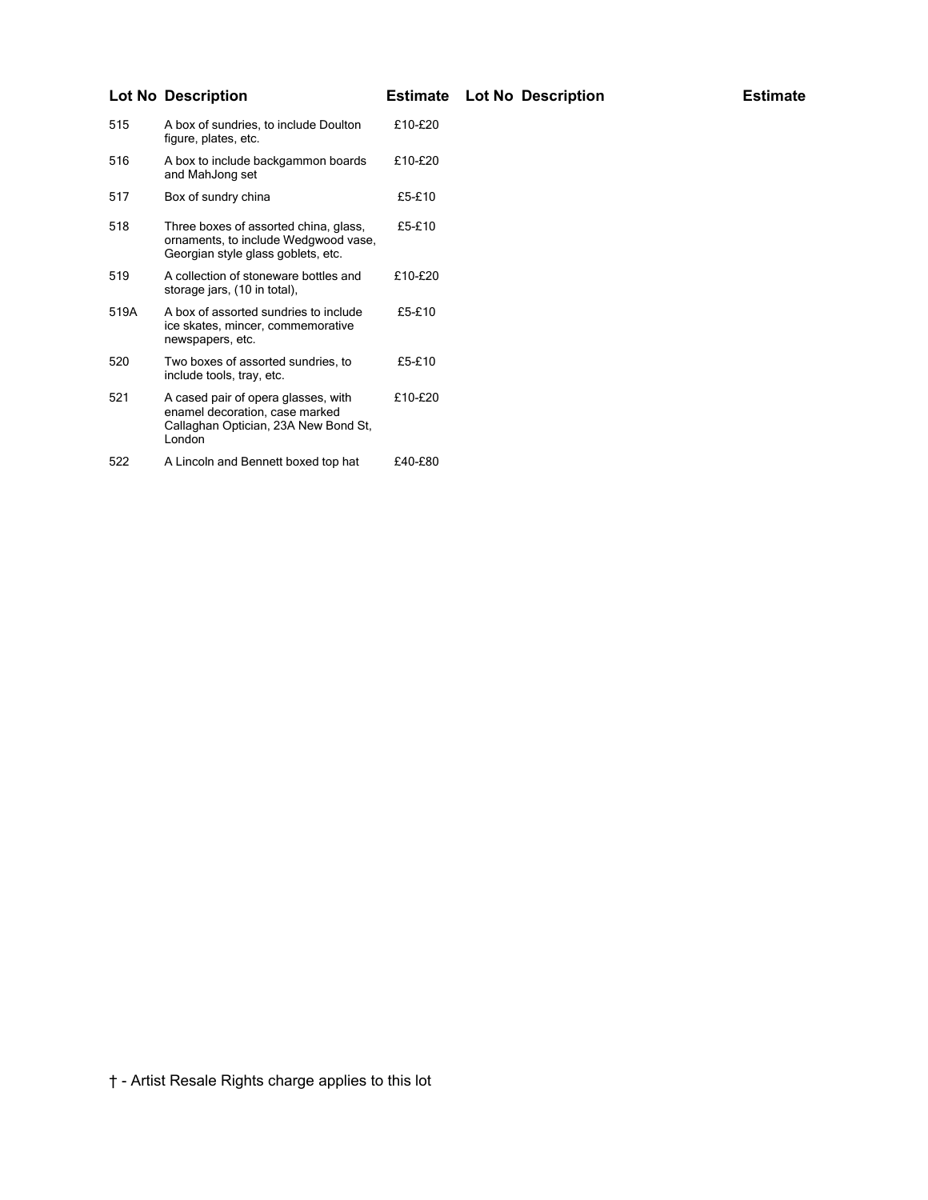| Lot No | Description | Estimate |
| --- | --- | --- |
| 515 | A box of sundries, to include Doulton figure, plates, etc. | £10-£20 |
| 516 | A box to include backgammon boards and MahJong set | £10-£20 |
| 517 | Box of sundry china | £5-£10 |
| 518 | Three boxes of assorted china, glass, ornaments, to include Wedgwood vase, Georgian style glass goblets, etc. | £5-£10 |
| 519 | A collection of stoneware bottles and storage jars, (10 in total), | £10-£20 |
| 519A | A box of assorted sundries to include ice skates, mincer, commemorative newspapers, etc. | £5-£10 |
| 520 | Two boxes of assorted sundries, to include tools, tray, etc. | £5-£10 |
| 521 | A cased pair of opera glasses, with enamel decoration, case marked Callaghan Optician, 23A New Bond St, London | £10-£20 |
| 522 | A Lincoln and Bennett boxed top hat | £40-£80 |

† - Artist Resale Rights charge applies to this lot